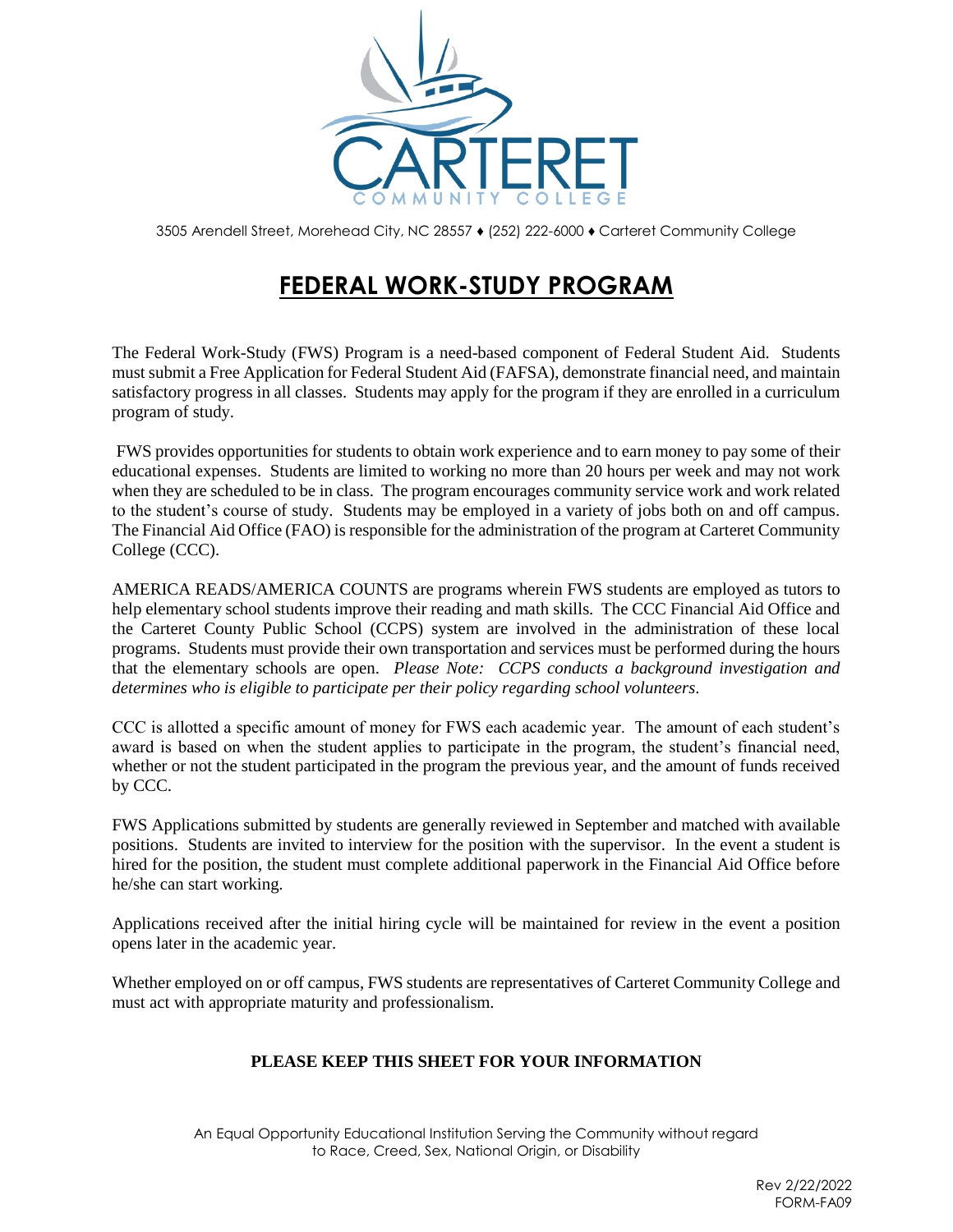3505 Arendell Street, Morehead City, NC 28557 ♦ (252) 222-6000 ♦ Carteret Community College

# FEDERAL WORK-STUDY PROGRAM

The Federal Work-Study (FWS) Program is a need-based component of Federal Student Aid. Students must submit a Free Application for Federal Student Aid (FAFSA), demonstrate financial need, and maintain satisfactory progress in all classes. Students may apply for the program if they are enrolled in a curriculum program of study.

FWS provides opportunities for students to obtain work experience and to earn money to pay some of their educational expenses. Students are limited to working no more than 20 hours per week and may not work when they are scheduled to be in class. The program encourages community service work and work related to the student's course of study. Students may be employed in a variety of jobs both on and off campus. The Financial Aid Office (FAO) is responsible for the administration of the program at Carteret Community College (CCC).

AMERICA READS/AMERICA COUNTS are programs wherein FWS students are employed as tutors to help elementary school students improve their reading and math skills. The CCC Financial Aid Office and the Carteret County Public School (CCPS) system are involved in the administration of these local programs. Students must provide their own transportation and services must be performed during the hours that the elementary schools are open. *Please Note: CCPS conducts a background investigation and determines who is eligible to participate per their policy regarding school volunteers.*

CCC is allotted a specific amount of money for FWS each academic year. The amount of each student's award is based on when the student applies to participate in the program, the student's financial need, whether or not the student participated in the program the previous year, and the amount of funds received by CCC.

FWS Applications submitted by students are generally reviewed in September and matched with available positions. Students are invited to interview for the position with the supervisor. In the event a student is hired for the position, the student must complete additional paperwork in the Financial Aid Office before he/she can start working.

Applications received after the initial hiring cycle will be maintained for review in the event a position opens later in the academic year.

Whether employed on or off campus, FWS students are representatives of Carteret Community College and must act with appropriate maturity and professionalism.

**PLEASE KEEP THIS SHEET FOR YOUR INFORMATION**

An Equal Opportunity Educational Institution Serving the Community without regard to Race, Creed, Sex, National Origin, or Disability

Rev 2/22/2022
FORM-FA09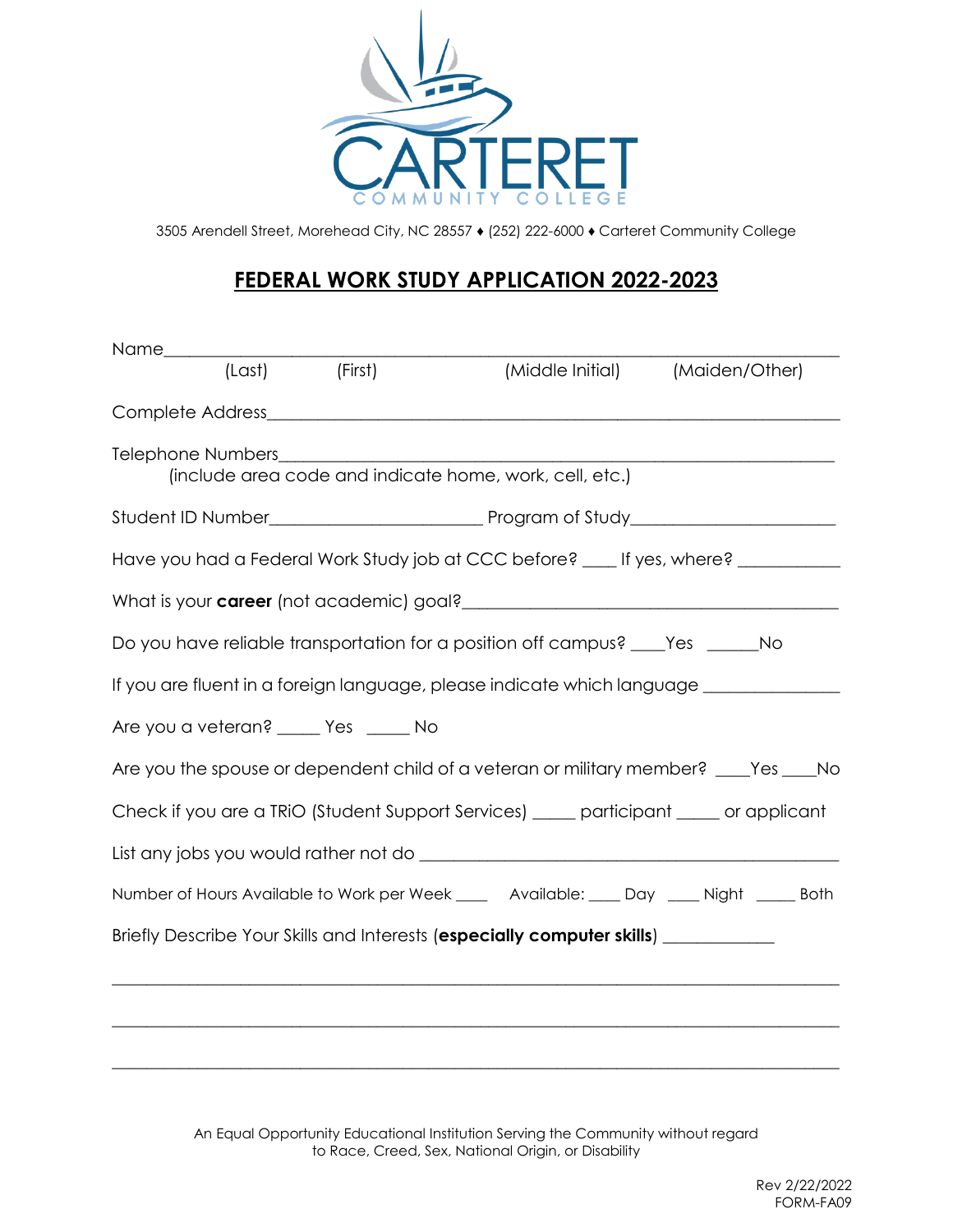CARTERET

COMMUNITY COLLEGE

3505 Arendell Street, Morehead City, NC 28557 ♦ (252) 222-6000 ♦ Carteret Community College

# FEDERAL WORK STUDY APPLICATION 2022-2023

Name_____________________________________________________________________
(Last) (First) (Middle Initial) (Maiden/Other)

Complete Address___________________________________________________________

Telephone Numbers__________________________________________________________
(include area code and indicate home, work, cell, etc.)

Student ID Number_______________________ Program of Study______________________

Have you had a Federal Work Study job at CCC before? ____ If yes, where? ___________

What is your **career** (not academic) goal?_________________________________________

Do you have reliable transportation for a position off campus? ____Yes ______No

If you are fluent in a foreign language, please indicate which language _______________

Are you a veteran? _____ Yes _____ No

Are you the spouse or dependent child of a veteran or military member? ____Yes ____No

Check if you are a TRiO (Student Support Services) _____ participant _____ or applicant

List any jobs you would rather not do _____________________________________________

Number of Hours Available to Work per Week ____ Available: ____ Day ____ Night _____ Both

Briefly Describe Your Skills and Interests (**especially computer skills**) _____________

_________________________________________________________________________

_________________________________________________________________________

_________________________________________________________________________

An Equal Opportunity Educational Institution Serving the Community without regard to Race, Creed, Sex, National Origin, or Disability

Rev 2/22/2022
FORM-FA09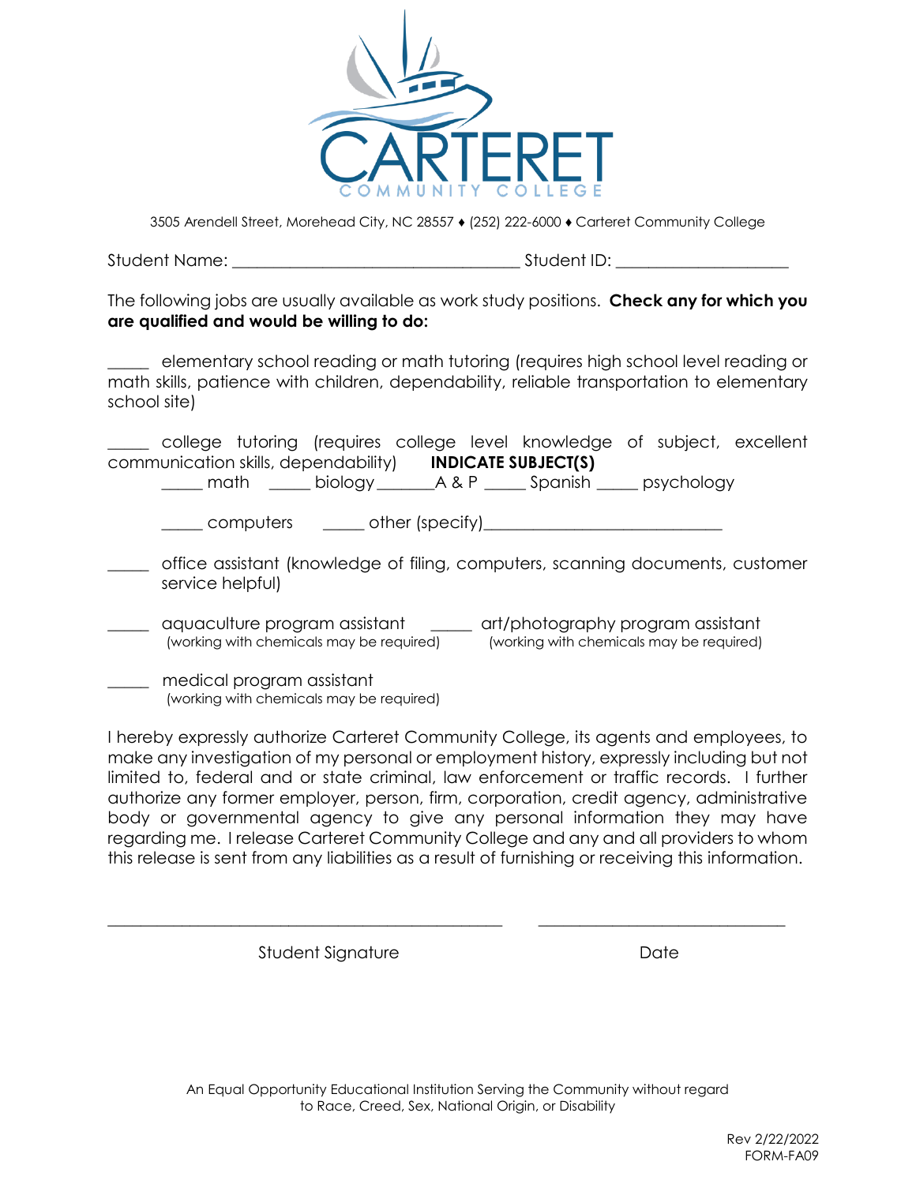CARTERET
COMMUNITY COLLEGE

3505 Arendell Street, Morehead City, NC 28557 ♦ (252) 222-6000 ♦ Carteret Community College

Student Name: __________________________________ Student ID: ____________________

The following jobs are usually available as work study positions. **Check any for which you are qualified and would be willing to do:**

_____ elementary school reading or math tutoring (requires high school level reading or math skills, patience with children, dependability, reliable transportation to elementary school site)

_____ college tutoring (requires college level knowledge of subject, excellent communication skills, dependability) **INDICATE SUBJECT(S)**

_____ math _____ biology _______A & P _____ Spanish _____ psychology

_____ computers _____ other (specify)____________________________

_____ office assistant (knowledge of filing, computers, scanning documents, customer service helpful)

_____ aquaculture program assistant (working with chemicals may be required)

_____ art/photography program assistant (working with chemicals may be required)

_____ medical program assistant (working with chemicals may be required)

I hereby expressly authorize Carteret Community College, its agents and employees, to make any investigation of my personal or employment history, expressly including but not limited to, federal and or state criminal, law enforcement or traffic records. I further authorize any former employer, person, firm, corporation, credit agency, administrative body or governmental agency to give any personal information they may have regarding me. I release Carteret Community College and any and all providers to whom this release is sent from any liabilities as a result of furnishing or receiving this information.

_______________________________________________ ______________________________

Student Signature Date

An Equal Opportunity Educational Institution Serving the Community without regard to Race, Creed, Sex, National Origin, or Disability

Rev 2/22/2022
FORM-FA09